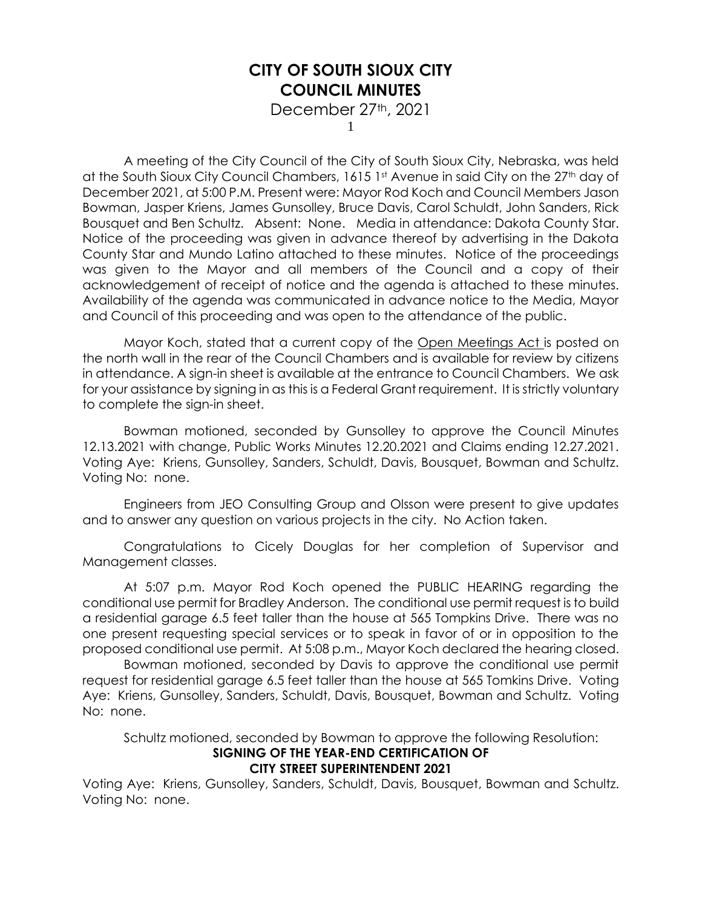# CITY OF SOUTH SIOUX CITY
# COUNCIL MINUTES

December 27th, 2021

A meeting of the City Council of the City of South Sioux City, Nebraska, was held at the South Sioux City Council Chambers, 1615 1st Avenue in said City on the 27th day of December 2021, at 5:00 P.M. Present were: Mayor Rod Koch and Council Members Jason Bowman, Jasper Kriens, James Gunsolley, Bruce Davis, Carol Schuldt, John Sanders, Rick Bousquet and Ben Schultz. Absent: None. Media in attendance: Dakota County Star. Notice of the proceeding was given in advance thereof by advertising in the Dakota County Star and Mundo Latino attached to these minutes. Notice of the proceedings was given to the Mayor and all members of the Council and a copy of their acknowledgement of receipt of notice and the agenda is attached to these minutes. Availability of the agenda was communicated in advance notice to the Media, Mayor and Council of this proceeding and was open to the attendance of the public.

Mayor Koch, stated that a current copy of the Open Meetings Act is posted on the north wall in the rear of the Council Chambers and is available for review by citizens in attendance. A sign-in sheet is available at the entrance to Council Chambers. We ask for your assistance by signing in as this is a Federal Grant requirement. It is strictly voluntary to complete the sign-in sheet.

Bowman motioned, seconded by Gunsolley to approve the Council Minutes 12.13.2021 with change, Public Works Minutes 12.20.2021 and Claims ending 12.27.2021. Voting Aye: Kriens, Gunsolley, Sanders, Schuldt, Davis, Bousquet, Bowman and Schultz. Voting No: none.

Engineers from JEO Consulting Group and Olsson were present to give updates and to answer any question on various projects in the city. No Action taken.

Congratulations to Cicely Douglas for her completion of Supervisor and Management classes.

At 5:07 p.m. Mayor Rod Koch opened the PUBLIC HEARING regarding the conditional use permit for Bradley Anderson. The conditional use permit request is to build a residential garage 6.5 feet taller than the house at 565 Tompkins Drive. There was no one present requesting special services or to speak in favor of or in opposition to the proposed conditional use permit. At 5:08 p.m., Mayor Koch declared the hearing closed.

Bowman motioned, seconded by Davis to approve the conditional use permit request for residential garage 6.5 feet taller than the house at 565 Tomkins Drive. Voting Aye: Kriens, Gunsolley, Sanders, Schuldt, Davis, Bousquet, Bowman and Schultz. Voting No: none.

Schultz motioned, seconded by Bowman to approve the following Resolution:

**SIGNING OF THE YEAR-END CERTIFICATION OF CITY STREET SUPERINTENDENT 2021**

Voting Aye: Kriens, Gunsolley, Sanders, Schuldt, Davis, Bousquet, Bowman and Schultz. Voting No: none.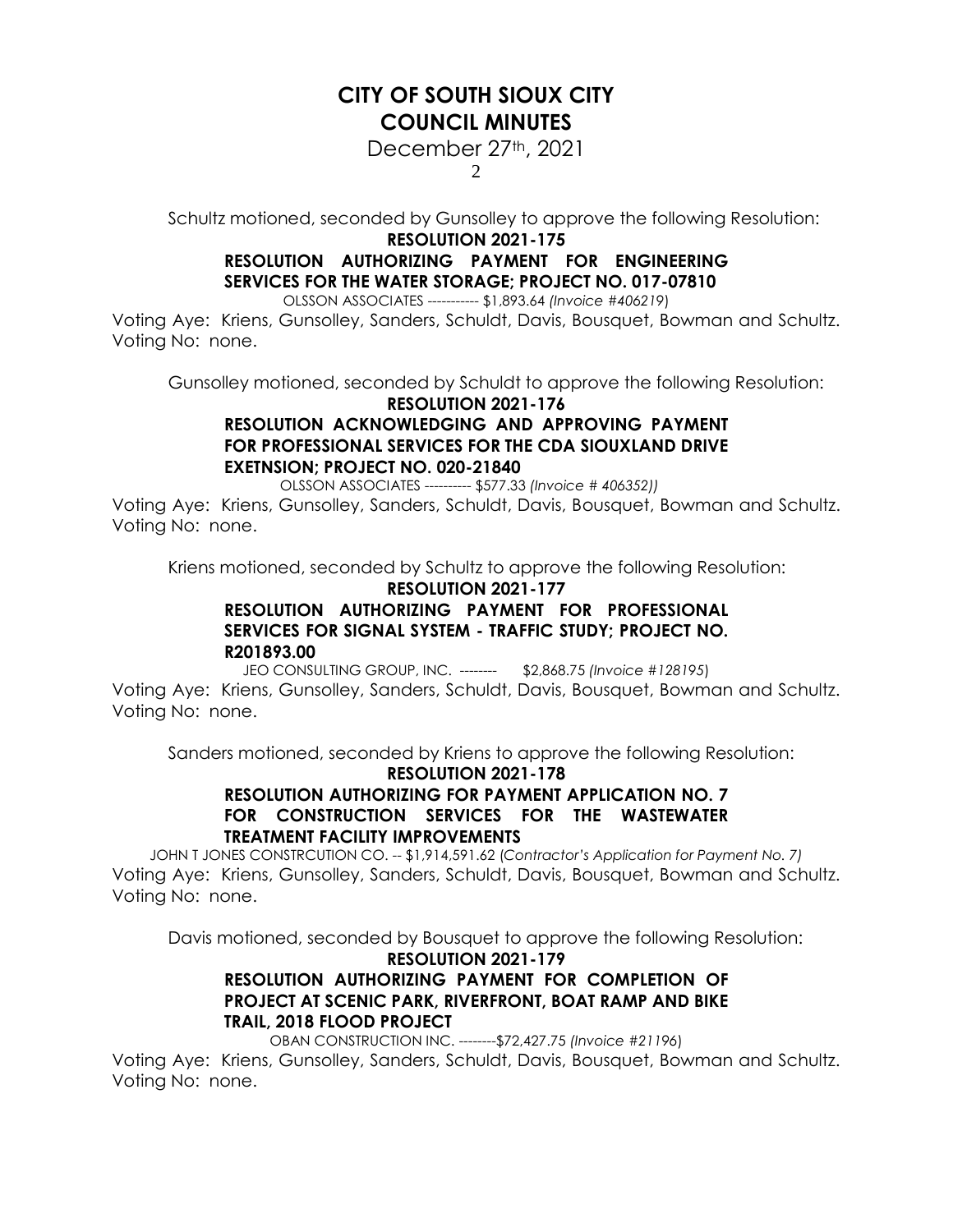# CITY OF SOUTH SIOUX CITY
# COUNCIL MINUTES

December 27th, 2021

Schultz motioned, seconded by Gunsolley to approve the following Resolution:

**RESOLUTION 2021-175**

**RESOLUTION AUTHORIZING PAYMENT FOR ENGINEERING SERVICES FOR THE WATER STORAGE; PROJECT NO. 017-07810**

OLSSON ASSOCIATES ----------- $1,893.64 *(Invoice #406219*)

Voting Aye: Kriens, Gunsolley, Sanders, Schuldt, Davis, Bousquet, Bowman and Schultz.
Voting No: none.

Gunsolley motioned, seconded by Schuldt to approve the following Resolution:

**RESOLUTION 2021-176**

**RESOLUTION ACKNOWLEDGING AND APPROVING PAYMENT FOR PROFESSIONAL SERVICES FOR THE CDA SIOUXLAND DRIVE EXETNSION; PROJECT NO. 020-21840**

OLSSON ASSOCIATES ---------- $577.33 *(Invoice # 406352))*

Voting Aye: Kriens, Gunsolley, Sanders, Schuldt, Davis, Bousquet, Bowman and Schultz.
Voting No: none.

Kriens motioned, seconded by Schultz to approve the following Resolution:

**RESOLUTION 2021-177**

**RESOLUTION AUTHORIZING PAYMENT FOR PROFESSIONAL SERVICES FOR SIGNAL SYSTEM - TRAFFIC STUDY; PROJECT NO. R201893.00**

JEO CONSULTING GROUP, INC. -------- $2,868.75 *(Invoice #128195*)

Voting Aye: Kriens, Gunsolley, Sanders, Schuldt, Davis, Bousquet, Bowman and Schultz.
Voting No: none.

Sanders motioned, seconded by Kriens to approve the following Resolution:

**RESOLUTION 2021-178**

**RESOLUTION AUTHORIZING FOR PAYMENT APPLICATION NO. 7 FOR CONSTRUCTION SERVICES FOR THE WASTEWATER TREATMENT FACILITY IMPROVEMENTS**

JOHN T JONES CONSTRCUTION CO. -- $1,914,591.62 (*Contractor's Application for Payment No. 7)*

Voting Aye: Kriens, Gunsolley, Sanders, Schuldt, Davis, Bousquet, Bowman and Schultz.
Voting No: none.

Davis motioned, seconded by Bousquet to approve the following Resolution:

**RESOLUTION 2021-179**

**RESOLUTION AUTHORIZING PAYMENT FOR COMPLETION OF PROJECT AT SCENIC PARK, RIVERFRONT, BOAT RAMP AND BIKE TRAIL, 2018 FLOOD PROJECT**

OBAN CONSTRUCTION INC. --------$72,427.75 *(Invoice #21196*)

Voting Aye: Kriens, Gunsolley, Sanders, Schuldt, Davis, Bousquet, Bowman and Schultz.
Voting No: none.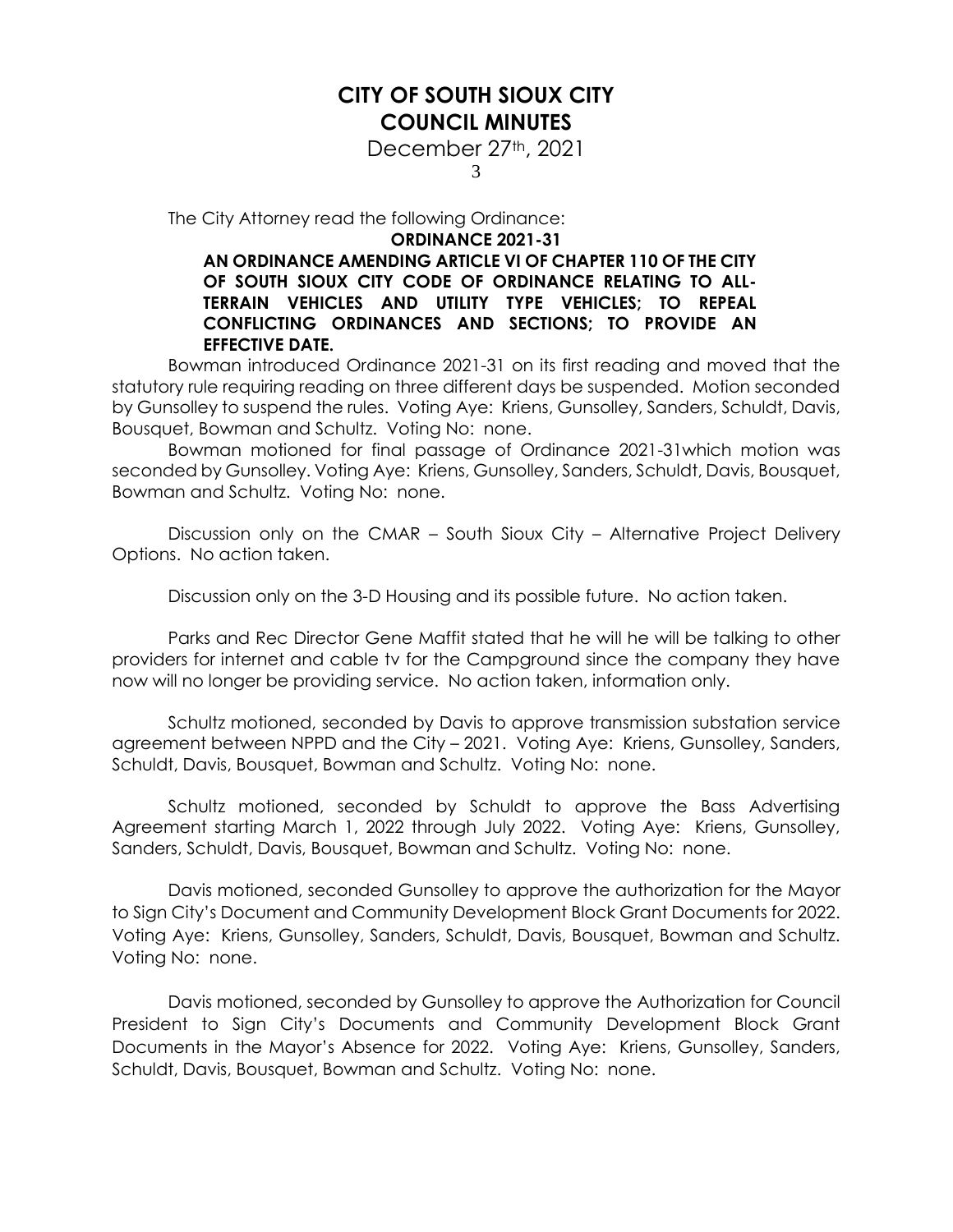The City Attorney read the following Ordinance:

**ORDINANCE 2021-31**

**AN ORDINANCE AMENDING ARTICLE VI OF CHAPTER 110 OF THE CITY OF SOUTH SIOUX CITY CODE OF ORDINANCE RELATING TO ALL-TERRAIN VEHICLES AND UTILITY TYPE VEHICLES; TO REPEAL CONFLICTING ORDINANCES AND SECTIONS; TO PROVIDE AN EFFECTIVE DATE.**

Bowman introduced Ordinance 2021-31 on its first reading and moved that the statutory rule requiring reading on three different days be suspended. Motion seconded by Gunsolley to suspend the rules. Voting Aye: Kriens, Gunsolley, Sanders, Schuldt, Davis, Bousquet, Bowman and Schultz. Voting No: none.

Bowman motioned for final passage of Ordinance 2021-31which motion was seconded by Gunsolley. Voting Aye: Kriens, Gunsolley, Sanders, Schuldt, Davis, Bousquet, Bowman and Schultz. Voting No: none.

Discussion only on the CMAR – South Sioux City – Alternative Project Delivery Options. No action taken.

Discussion only on the 3-D Housing and its possible future. No action taken.

Parks and Rec Director Gene Maffit stated that he will he will be talking to other providers for internet and cable tv for the Campground since the company they have now will no longer be providing service. No action taken, information only.

Schultz motioned, seconded by Davis to approve transmission substation service agreement between NPPD and the City – 2021. Voting Aye: Kriens, Gunsolley, Sanders, Schuldt, Davis, Bousquet, Bowman and Schultz. Voting No: none.

Schultz motioned, seconded by Schuldt to approve the Bass Advertising Agreement starting March 1, 2022 through July 2022. Voting Aye: Kriens, Gunsolley, Sanders, Schuldt, Davis, Bousquet, Bowman and Schultz. Voting No: none.

Davis motioned, seconded Gunsolley to approve the authorization for the Mayor to Sign City's Document and Community Development Block Grant Documents for 2022. Voting Aye: Kriens, Gunsolley, Sanders, Schuldt, Davis, Bousquet, Bowman and Schultz. Voting No: none.

Davis motioned, seconded by Gunsolley to approve the Authorization for Council President to Sign City's Documents and Community Development Block Grant Documents in the Mayor's Absence for 2022. Voting Aye: Kriens, Gunsolley, Sanders, Schuldt, Davis, Bousquet, Bowman and Schultz. Voting No: none.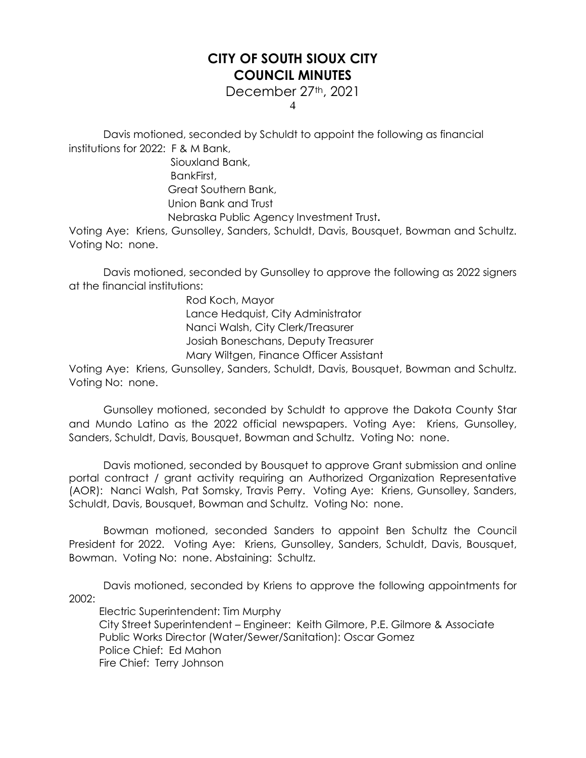# CITY OF SOUTH SIOUX CITY
# COUNCIL MINUTES

December 27th, 2021

Davis motioned, seconded by Schuldt to appoint the following as financial institutions for 2022: F & M Bank,
Siouxland Bank,
BankFirst,
Great Southern Bank,
Union Bank and Trust
Nebraska Public Agency Investment Trust**.**

Voting Aye: Kriens, Gunsolley, Sanders, Schuldt, Davis, Bousquet, Bowman and Schultz. Voting No: none.

Davis motioned, seconded by Gunsolley to approve the following as 2022 signers at the financial institutions:

Rod Koch, Mayor
Lance Hedquist, City Administrator
Nanci Walsh, City Clerk/Treasurer
Josiah Boneschans, Deputy Treasurer
Mary Wiltgen, Finance Officer Assistant

Voting Aye: Kriens, Gunsolley, Sanders, Schuldt, Davis, Bousquet, Bowman and Schultz. Voting No: none.

Gunsolley motioned, seconded by Schuldt to approve the Dakota County Star and Mundo Latino as the 2022 official newspapers. Voting Aye: Kriens, Gunsolley, Sanders, Schuldt, Davis, Bousquet, Bowman and Schultz. Voting No: none.

Davis motioned, seconded by Bousquet to approve Grant submission and online portal contract / grant activity requiring an Authorized Organization Representative (AOR): Nanci Walsh, Pat Somsky, Travis Perry. Voting Aye: Kriens, Gunsolley, Sanders, Schuldt, Davis, Bousquet, Bowman and Schultz. Voting No: none.

Bowman motioned, seconded Sanders to appoint Ben Schultz the Council President for 2022. Voting Aye: Kriens, Gunsolley, Sanders, Schuldt, Davis, Bousquet, Bowman. Voting No: none. Abstaining: Schultz.

Davis motioned, seconded by Kriens to approve the following appointments for 2002:

Electric Superintendent: Tim Murphy
City Street Superintendent – Engineer: Keith Gilmore, P.E. Gilmore & Associate
Public Works Director (Water/Sewer/Sanitation): Oscar Gomez
Police Chief: Ed Mahon
Fire Chief: Terry Johnson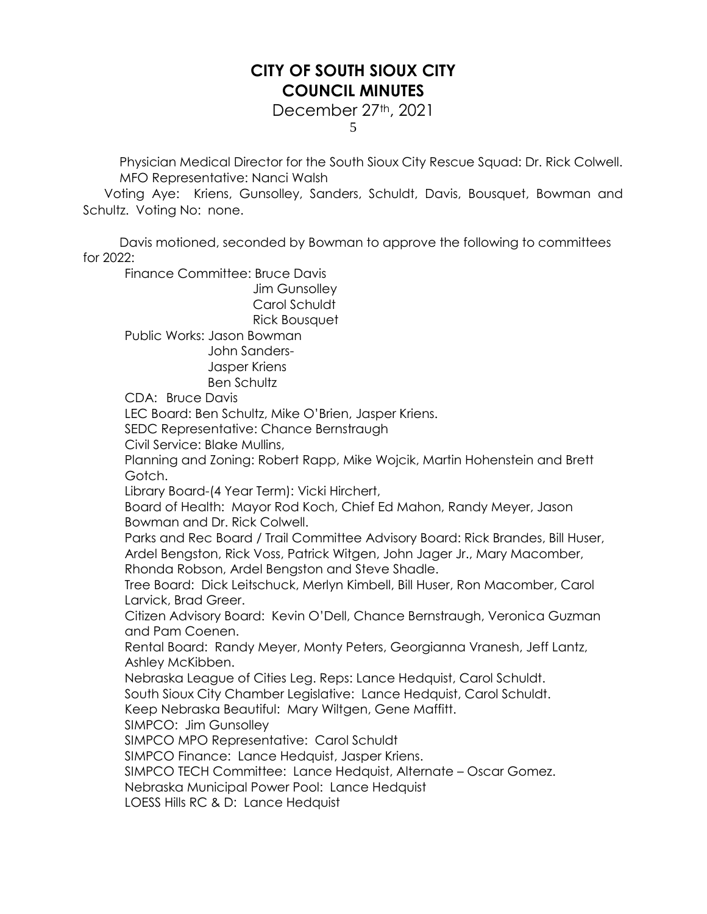# CITY OF SOUTH SIOUX CITY
# COUNCIL MINUTES

December 27th, 2021

Physician Medical Director for the South Sioux City Rescue Squad: Dr. Rick Colwell.
MFO Representative: Nanci Walsh

Voting Aye: Kriens, Gunsolley, Sanders, Schuldt, Davis, Bousquet, Bowman and Schultz. Voting No: none.

Davis motioned, seconded by Bowman to approve the following to committees for 2022:

Finance Committee: Bruce Davis
Jim Gunsolley
Carol Schuldt
Rick Bousquet

Public Works: Jason Bowman
John Sanders-
Jasper Kriens
Ben Schultz

CDA: Bruce Davis

LEC Board: Ben Schultz, Mike O'Brien, Jasper Kriens.

SEDC Representative: Chance Bernstraugh

Civil Service: Blake Mullins,

Planning and Zoning: Robert Rapp, Mike Wojcik, Martin Hohenstein and Brett Gotch.

Library Board-(4 Year Term): Vicki Hirchert,

Board of Health: Mayor Rod Koch, Chief Ed Mahon, Randy Meyer, Jason Bowman and Dr. Rick Colwell.

Parks and Rec Board / Trail Committee Advisory Board: Rick Brandes, Bill Huser, Ardel Bengston, Rick Voss, Patrick Witgen, John Jager Jr., Mary Macomber, Rhonda Robson, Ardel Bengston and Steve Shadle.

Tree Board: Dick Leitschuck, Merlyn Kimbell, Bill Huser, Ron Macomber, Carol Larvick, Brad Greer.

Citizen Advisory Board: Kevin O'Dell, Chance Bernstraugh, Veronica Guzman and Pam Coenen.

Rental Board: Randy Meyer, Monty Peters, Georgianna Vranesh, Jeff Lantz, Ashley McKibben.

Nebraska League of Cities Leg. Reps: Lance Hedquist, Carol Schuldt.

South Sioux City Chamber Legislative: Lance Hedquist, Carol Schuldt.

Keep Nebraska Beautiful: Mary Wiltgen, Gene Maffitt.

SIMPCO: Jim Gunsolley

SIMPCO MPO Representative: Carol Schuldt

SIMPCO Finance: Lance Hedquist, Jasper Kriens.

SIMPCO TECH Committee: Lance Hedquist, Alternate – Oscar Gomez.

Nebraska Municipal Power Pool: Lance Hedquist

LOESS Hills RC & D: Lance Hedquist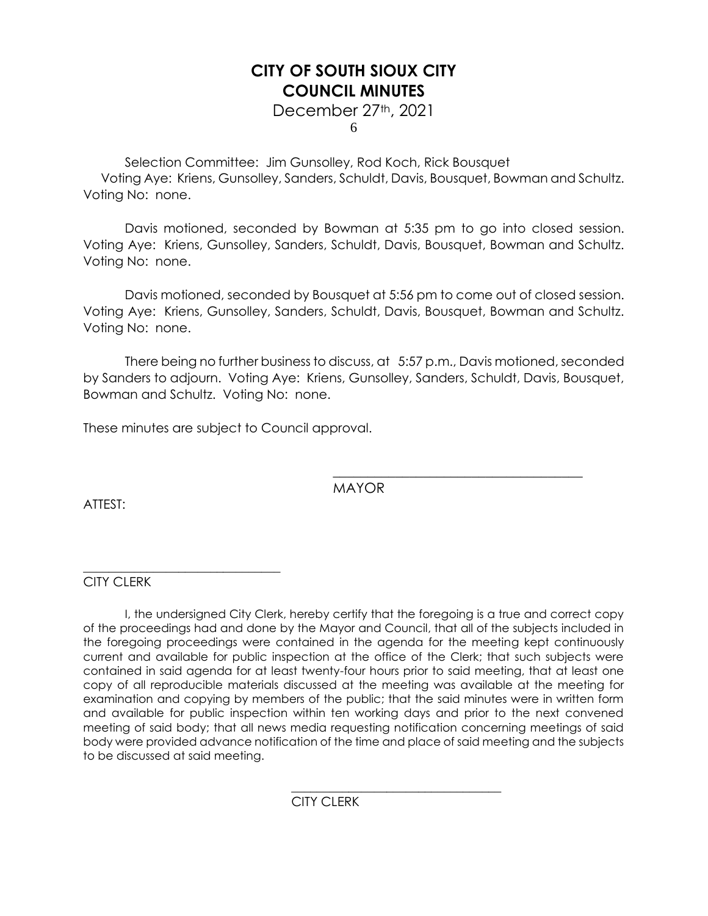# CITY OF SOUTH SIOUX CITY
# COUNCIL MINUTES

December 27th, 2021

Selection Committee: Jim Gunsolley, Rod Koch, Rick Bousquet
Voting Aye: Kriens, Gunsolley, Sanders, Schuldt, Davis, Bousquet, Bowman and Schultz. Voting No: none.

Davis motioned, seconded by Bowman at 5:35 pm to go into closed session. Voting Aye: Kriens, Gunsolley, Sanders, Schuldt, Davis, Bousquet, Bowman and Schultz. Voting No: none.

Davis motioned, seconded by Bousquet at 5:56 pm to come out of closed session. Voting Aye: Kriens, Gunsolley, Sanders, Schuldt, Davis, Bousquet, Bowman and Schultz. Voting No: none.

There being no further business to discuss, at 5:57 p.m., Davis motioned, seconded by Sanders to adjourn. Voting Aye: Kriens, Gunsolley, Sanders, Schuldt, Davis, Bousquet, Bowman and Schultz. Voting No: none.

These minutes are subject to Council approval.

\_\_\_\_\_\_\_\_\_\_\_\_\_\_\_\_\_\_\_\_\_\_\_\_\_\_\_\_\_\_\_\_\_\_\_\_\_\_

MAYOR

ATTEST:

\_\_\_\_\_\_\_\_\_\_\_\_\_\_\_\_\_\_\_\_\_\_\_\_\_\_\_\_\_\_\_\_

CITY CLERK

I, the undersigned City Clerk, hereby certify that the foregoing is a true and correct copy of the proceedings had and done by the Mayor and Council, that all of the subjects included in the foregoing proceedings were contained in the agenda for the meeting kept continuously current and available for public inspection at the office of the Clerk; that such subjects were contained in said agenda for at least twenty-four hours prior to said meeting, that at least one copy of all reproducible materials discussed at the meeting was available at the meeting for examination and copying by members of the public; that the said minutes were in written form and available for public inspection within ten working days and prior to the next convened meeting of said body; that all news media requesting notification concerning meetings of said body were provided advance notification of the time and place of said meeting and the subjects to be discussed at said meeting.

\_\_\_\_\_\_\_\_\_\_\_\_\_\_\_\_\_\_\_\_\_\_\_\_\_\_\_\_\_\_\_\_\_\_\_\_

CITY CLERK